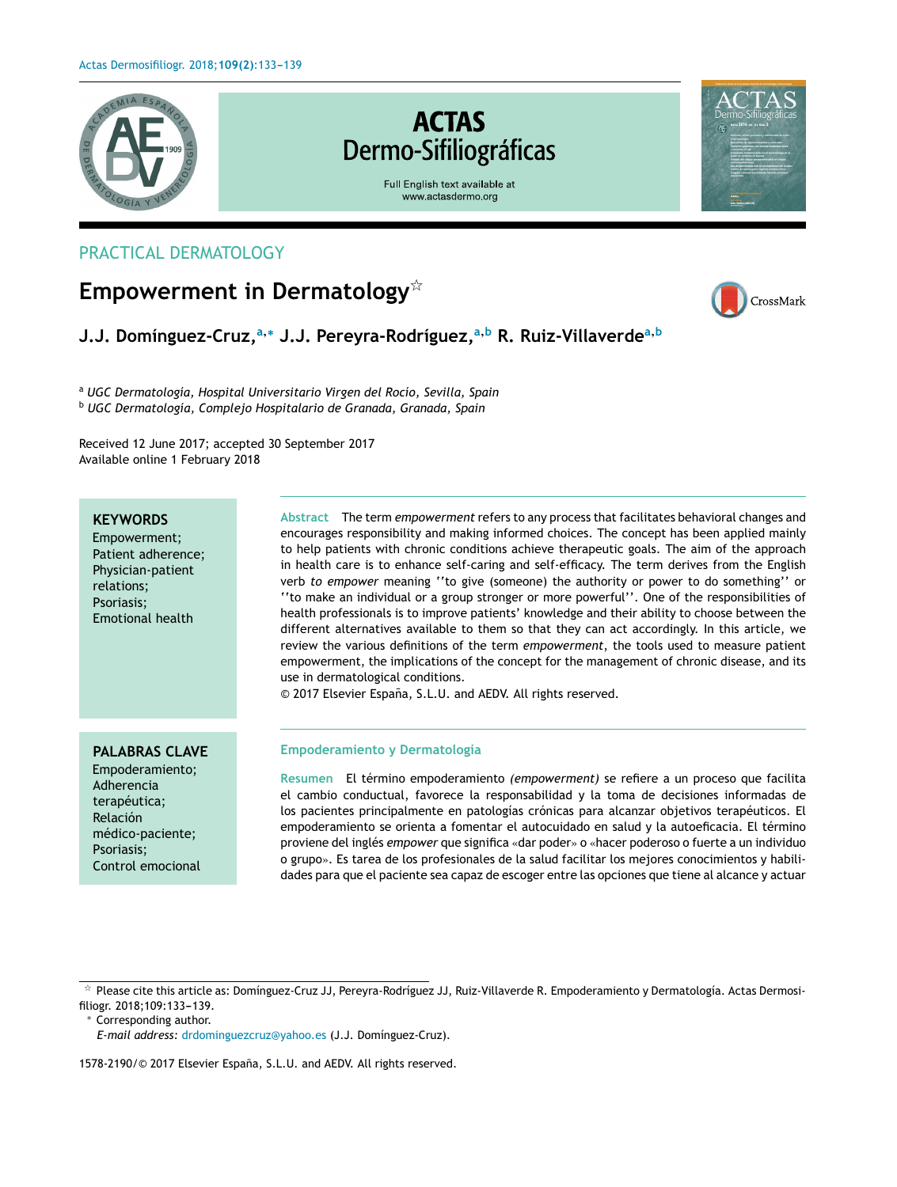PRACTICAL DERMATOLOGY

# Empowerment in Dermatology☆

**J.J. Domínguez-Cruz,[a,*] J.J. Pereyra-Rodríguez,[a,b] R. Ruiz-Villaverde[a,b]**

[a] *UGC Dermatología, Hospital Universitario Virgen del Rocio, Sevilla, Spain*
[b] *UGC Dermatología, Complejo Hospitalario de Granada, Granada, Spain*

Received 12 June 2017; accepted 30 September 2017
Available online 1 February 2018

**KEYWORDS**
Empowerment;
Patient adherence;
Physician-patient relations;
Psoriasis;
Emotional health

**Abstract** The term *empowerment* refers to any process that facilitates behavioral changes and encourages responsibility and making informed choices. The concept has been applied mainly to help patients with chronic conditions achieve therapeutic goals. The aim of the approach in health care is to enhance self-caring and self-efficacy. The term derives from the English verb *to empower* meaning ''to give (someone) the authority or power to do something'' or ''to make an individual or a group stronger or more powerful''. One of the responsibilities of health professionals is to improve patients' knowledge and their ability to choose between the different alternatives available to them so that they can act accordingly. In this article, we review the various definitions of the term *empowerment*, the tools used to measure patient empowerment, the implications of the concept for the management of chronic disease, and its use in dermatological conditions.
© 2017 Elsevier España, S.L.U. and AEDV. All rights reserved.

**PALABRAS CLAVE**
Empoderamiento;
Adherencia terapéutica;
Relación médico-paciente;
Psoriasis;
Control emocional

## Empoderamiento y Dermatología

**Resumen** El término empoderamiento *(empowerment)* se refiere a un proceso que facilita el cambio conductual, favorece la responsabilidad y la toma de decisiones informadas de los pacientes principalmente en patologías crónicas para alcanzar objetivos terapéuticos. El empoderamiento se orienta a fomentar el autocuidado en salud y la autoeficacia. El término proviene del inglés *empower* que significa «dar poder» o «hacer poderoso o fuerte a un individuo o grupo». Es tarea de los profesionales de la salud facilitar los mejores conocimientos y habilidades para que el paciente sea capaz de escoger entre las opciones que tiene al alcance y actuar

☆ Please cite this article as: Domínguez-Cruz JJ, Pereyra-Rodríguez JJ, Ruiz-Villaverde R. Empoderamiento y Dermatología. Actas Dermosifiliogr. 2018;109:133–139.
\* Corresponding author.
*E-mail address:* drdominguezcruz@yahoo.es (J.J. Domínguez-Cruz).

1578-2190/© 2017 Elsevier España, S.L.U. and AEDV. All rights reserved.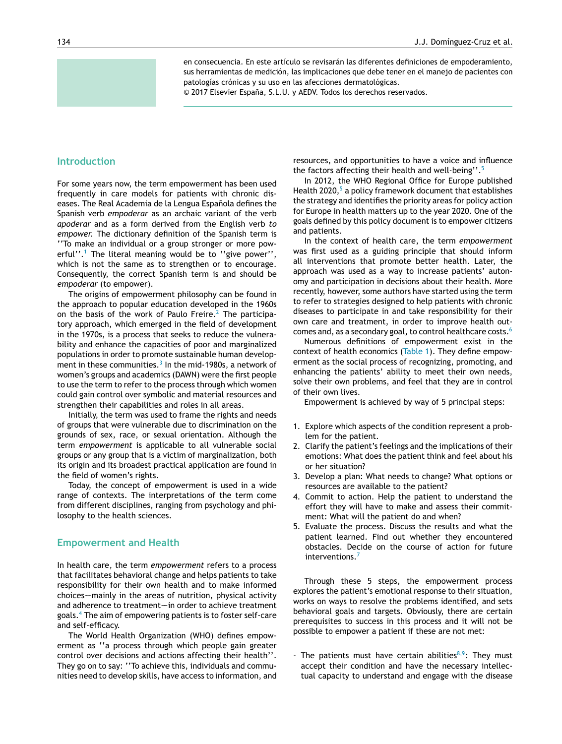en consecuencia. En este artículo se revisarán las diferentes definiciones de empoderamiento, sus herramientas de medición, las implicaciones que debe tener en el manejo de pacientes con patologías crónicas y su uso en las afecciones dermatológicas.
© 2017 Elsevier España, S.L.U. y AEDV. Todos los derechos reservados.

## Introduction

For some years now, the term empowerment has been used frequently in care models for patients with chronic diseases. The Real Academia de la Lengua Española defines the Spanish verb *empoderar* as an archaic variant of the verb *apoderar* and as a form derived from the English verb *to empower*. The dictionary definition of the Spanish term is ''To make an individual or a group stronger or more powerful''.[1] The literal meaning would be to ''give power'', which is not the same as to strengthen or to encourage. Consequently, the correct Spanish term is and should be *empoderar* (to empower).

The origins of empowerment philosophy can be found in the approach to popular education developed in the 1960s on the basis of the work of Paulo Freire.[2] The participatory approach, which emerged in the field of development in the 1970s, is a process that seeks to reduce the vulnerability and enhance the capacities of poor and marginalized populations in order to promote sustainable human development in these communities.[3] In the mid-1980s, a network of women's groups and academics (DAWN) were the first people to use the term to refer to the process through which women could gain control over symbolic and material resources and strengthen their capabilities and roles in all areas.

Initially, the term was used to frame the rights and needs of groups that were vulnerable due to discrimination on the grounds of sex, race, or sexual orientation. Although the term *empowerment* is applicable to all vulnerable social groups or any group that is a victim of marginalization, both its origin and its broadest practical application are found in the field of women's rights.

Today, the concept of empowerment is used in a wide range of contexts. The interpretations of the term come from different disciplines, ranging from psychology and philosophy to the health sciences.

## Empowerment and Health

In health care, the term *empowerment* refers to a process that facilitates behavioral change and helps patients to take responsibility for their own health and to make informed choices—mainly in the areas of nutrition, physical activity and adherence to treatment—in order to achieve treatment goals.[4] The aim of empowering patients is to foster self-care and self-efficacy.

The World Health Organization (WHO) defines empowerment as ''a process through which people gain greater control over decisions and actions affecting their health''. They go on to say: ''To achieve this, individuals and communities need to develop skills, have access to information, and resources, and opportunities to have a voice and influence the factors affecting their health and well-being''.[5]

In 2012, the WHO Regional Office for Europe published Health 2020,[5] a policy framework document that establishes the strategy and identifies the priority areas for policy action for Europe in health matters up to the year 2020. One of the goals defined by this policy document is to empower citizens and patients.

In the context of health care, the term *empowerment* was first used as a guiding principle that should inform all interventions that promote better health. Later, the approach was used as a way to increase patients' autonomy and participation in decisions about their health. More recently, however, some authors have started using the term to refer to strategies designed to help patients with chronic diseases to participate in and take responsibility for their own care and treatment, in order to improve health outcomes and, as a secondary goal, to control healthcare costs.[6]

Numerous definitions of empowerment exist in the context of health economics (Table 1). They define empowerment as the social process of recognizing, promoting, and enhancing the patients' ability to meet their own needs, solve their own problems, and feel that they are in control of their own lives.

Empowerment is achieved by way of 5 principal steps:

1. Explore which aspects of the condition represent a problem for the patient.
2. Clarify the patient's feelings and the implications of their emotions: What does the patient think and feel about his or her situation?
3. Develop a plan: What needs to change? What options or resources are available to the patient?
4. Commit to action. Help the patient to understand the effort they will have to make and assess their commitment: What will the patient do and when?
5. Evaluate the process. Discuss the results and what the patient learned. Find out whether they encountered obstacles. Decide on the course of action for future interventions.[7]

Through these 5 steps, the empowerment process explores the patient's emotional response to their situation, works on ways to resolve the problems identified, and sets behavioral goals and targets. Obviously, there are certain prerequisites to success in this process and it will not be possible to empower a patient if these are not met:

- The patients must have certain abilities[8,9]: They must accept their condition and have the necessary intellectual capacity to understand and engage with the disease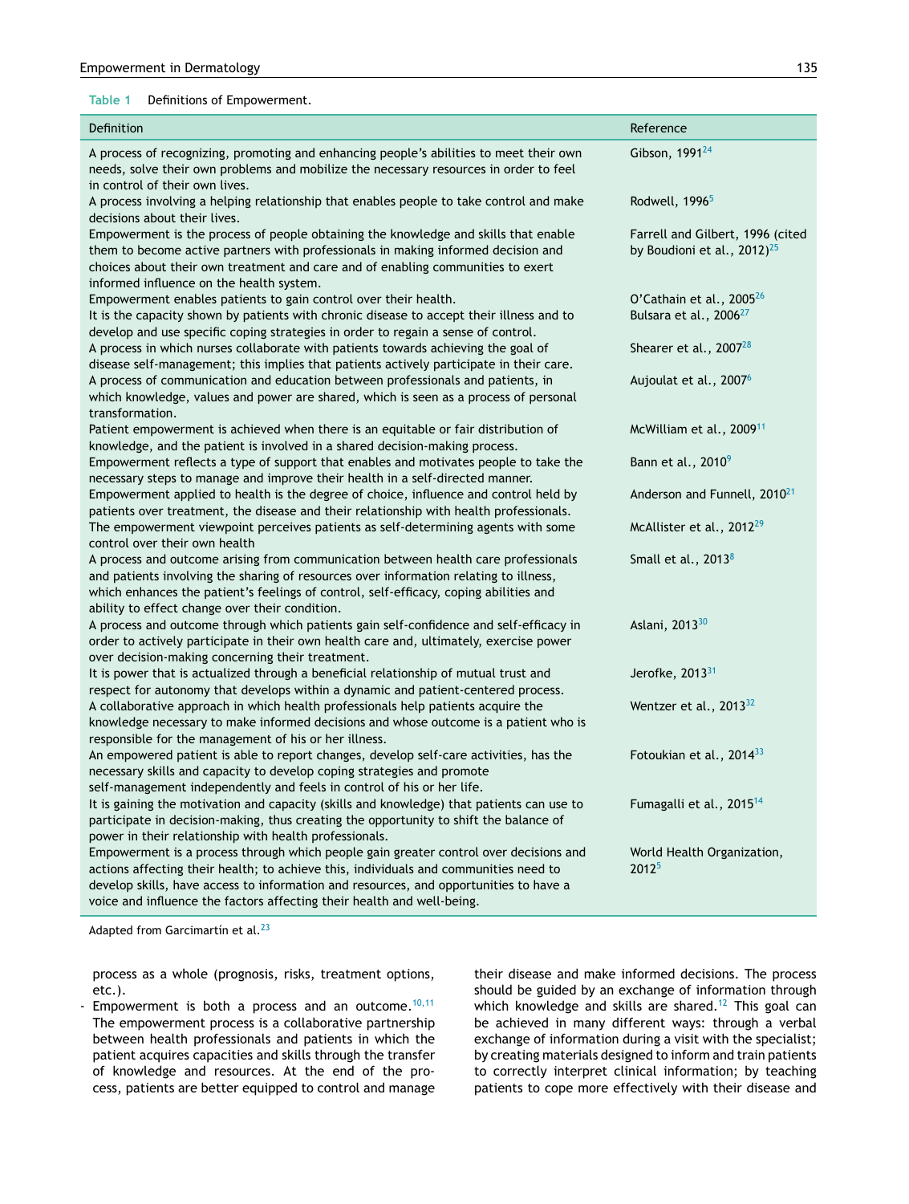Table 1 Definitions of Empowerment.

| Definition | Reference |
|---|---|
| A process of recognizing, promoting and enhancing people's abilities to meet their own needs, solve their own problems and mobilize the necessary resources in order to feel in control of their own lives. | Gibson, 1991[24] |
| A process involving a helping relationship that enables people to take control and make decisions about their lives. | Rodwell, 1996[5] |
| Empowerment is the process of people obtaining the knowledge and skills that enable them to become active partners with professionals in making informed decision and choices about their own treatment and care and of enabling communities to exert informed influence on the health system. | Farrell and Gilbert, 1996 (cited by Boudioni et al., 2012)[25] |
| Empowerment enables patients to gain control over their health. | O'Cathain et al., 2005[26] |
| It is the capacity shown by patients with chronic disease to accept their illness and to develop and use specific coping strategies in order to regain a sense of control. | Bulsara et al., 2006[27] |
| A process in which nurses collaborate with patients towards achieving the goal of disease self-management; this implies that patients actively participate in their care. | Shearer et al., 2007[28] |
| A process of communication and education between professionals and patients, in which knowledge, values and power are shared, which is seen as a process of personal transformation. | Aujoulat et al., 2007[6] |
| Patient empowerment is achieved when there is an equitable or fair distribution of knowledge, and the patient is involved in a shared decision-making process. | McWilliam et al., 2009[11] |
| Empowerment reflects a type of support that enables and motivates people to take the necessary steps to manage and improve their health in a self-directed manner. | Bann et al., 2010[9] |
| Empowerment applied to health is the degree of choice, influence and control held by patients over treatment, the disease and their relationship with health professionals. | Anderson and Funnell, 2010[21] |
| The empowerment viewpoint perceives patients as self-determining agents with some control over their own health | McAllister et al., 2012[29] |
| A process and outcome arising from communication between health care professionals and patients involving the sharing of resources over information relating to illness, which enhances the patient's feelings of control, self-efficacy, coping abilities and ability to effect change over their condition. | Small et al., 2013[8] |
| A process and outcome through which patients gain self-confidence and self-efficacy in order to actively participate in their own health care and, ultimately, exercise power over decision-making concerning their treatment. | Aslani, 2013[30] |
| It is power that is actualized through a beneficial relationship of mutual trust and respect for autonomy that develops within a dynamic and patient-centered process. | Jerofke, 2013[31] |
| A collaborative approach in which health professionals help patients acquire the knowledge necessary to make informed decisions and whose outcome is a patient who is responsible for the management of his or her illness. | Wentzer et al., 2013[32] |
| An empowered patient is able to report changes, develop self-care activities, has the necessary skills and capacity to develop coping strategies and promote self-management independently and feels in control of his or her life. | Fotoukian et al., 2014[33] |
| It is gaining the motivation and capacity (skills and knowledge) that patients can use to participate in decision-making, thus creating the opportunity to shift the balance of power in their relationship with health professionals. | Fumagalli et al., 2015[14] |
| Empowerment is a process through which people gain greater control over decisions and actions affecting their health; to achieve this, individuals and communities need to develop skills, have access to information and resources, and opportunities to have a voice and influence the factors affecting their health and well-being. | World Health Organization, 2012[5] |

Adapted from Garcimartín et al.[23]

process as a whole (prognosis, risks, treatment options, etc.).

- Empowerment is both a process and an outcome.[10,11] The empowerment process is a collaborative partnership between health professionals and patients in which the patient acquires capacities and skills through the transfer of knowledge and resources. At the end of the process, patients are better equipped to control and manage their disease and make informed decisions. The process should be guided by an exchange of information through which knowledge and skills are shared.[12] This goal can be achieved in many different ways: through a verbal exchange of information during a visit with the specialist; by creating materials designed to inform and train patients to correctly interpret clinical information; by teaching patients to cope more effectively with their disease and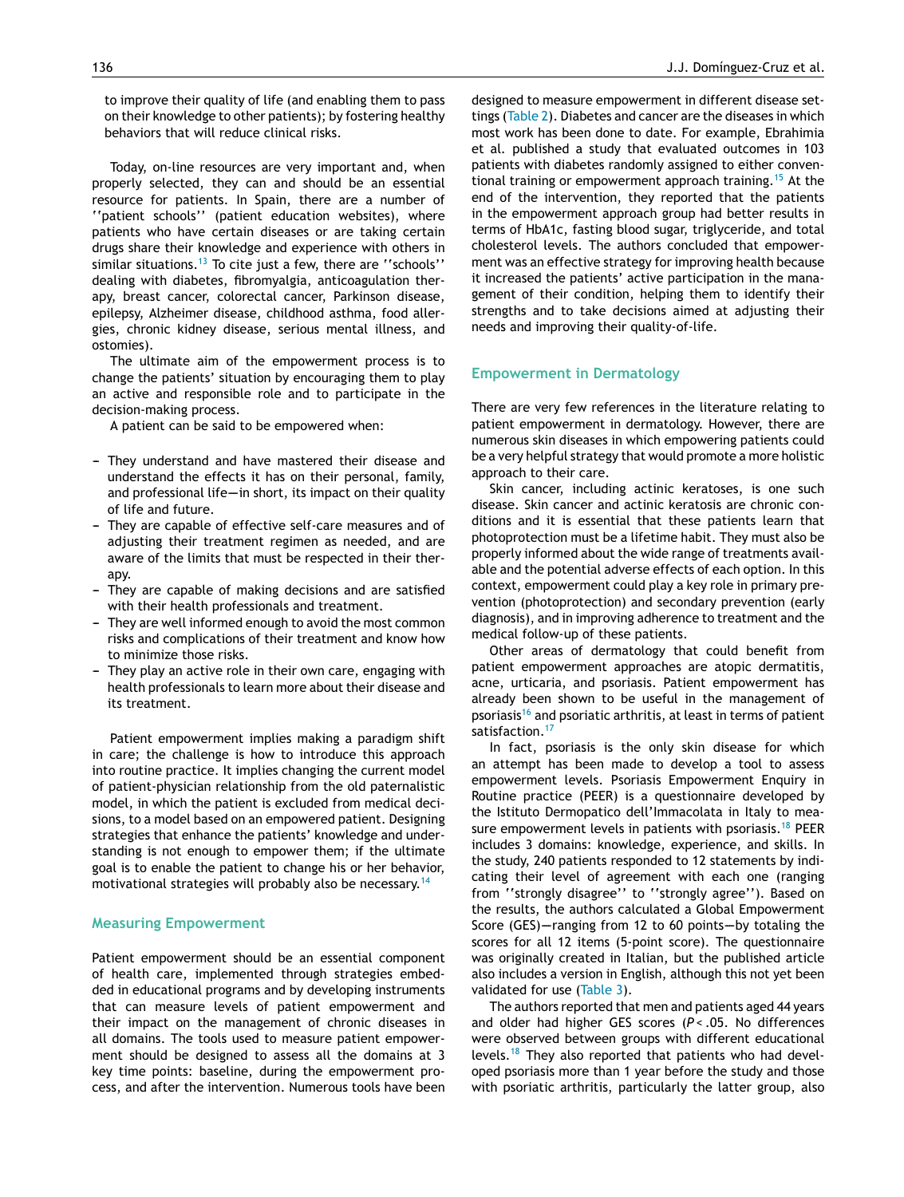to improve their quality of life (and enabling them to pass on their knowledge to other patients); by fostering healthy behaviors that will reduce clinical risks.

Today, on-line resources are very important and, when properly selected, they can and should be an essential resource for patients. In Spain, there are a number of ''patient schools'' (patient education websites), where patients who have certain diseases or are taking certain drugs share their knowledge and experience with others in similar situations.[13] To cite just a few, there are ''schools'' dealing with diabetes, fibromyalgia, anticoagulation therapy, breast cancer, colorectal cancer, Parkinson disease, epilepsy, Alzheimer disease, childhood asthma, food allergies, chronic kidney disease, serious mental illness, and ostomies).

The ultimate aim of the empowerment process is to change the patients' situation by encouraging them to play an active and responsible role and to participate in the decision-making process.

A patient can be said to be empowered when:

- They understand and have mastered their disease and understand the effects it has on their personal, family, and professional life—in short, its impact on their quality of life and future.
- They are capable of effective self-care measures and of adjusting their treatment regimen as needed, and are aware of the limits that must be respected in their therapy.
- They are capable of making decisions and are satisfied with their health professionals and treatment.
- They are well informed enough to avoid the most common risks and complications of their treatment and know how to minimize those risks.
- They play an active role in their own care, engaging with health professionals to learn more about their disease and its treatment.

Patient empowerment implies making a paradigm shift in care; the challenge is how to introduce this approach into routine practice. It implies changing the current model of patient-physician relationship from the old paternalistic model, in which the patient is excluded from medical decisions, to a model based on an empowered patient. Designing strategies that enhance the patients' knowledge and understanding is not enough to empower them; if the ultimate goal is to enable the patient to change his or her behavior, motivational strategies will probably also be necessary.[14]

## Measuring Empowerment

Patient empowerment should be an essential component of health care, implemented through strategies embedded in educational programs and by developing instruments that can measure levels of patient empowerment and their impact on the management of chronic diseases in all domains. The tools used to measure patient empowerment should be designed to assess all the domains at 3 key time points: baseline, during the empowerment process, and after the intervention. Numerous tools have been designed to measure empowerment in different disease settings (Table 2). Diabetes and cancer are the diseases in which most work has been done to date. For example, Ebrahimia et al. published a study that evaluated outcomes in 103 patients with diabetes randomly assigned to either conventional training or empowerment approach training.[15] At the end of the intervention, they reported that the patients in the empowerment approach group had better results in terms of HbA1c, fasting blood sugar, triglyceride, and total cholesterol levels. The authors concluded that empowerment was an effective strategy for improving health because it increased the patients' active participation in the management of their condition, helping them to identify their strengths and to take decisions aimed at adjusting their needs and improving their quality-of-life.

## Empowerment in Dermatology

There are very few references in the literature relating to patient empowerment in dermatology. However, there are numerous skin diseases in which empowering patients could be a very helpful strategy that would promote a more holistic approach to their care.

Skin cancer, including actinic keratoses, is one such disease. Skin cancer and actinic keratosis are chronic conditions and it is essential that these patients learn that photoprotection must be a lifetime habit. They must also be properly informed about the wide range of treatments available and the potential adverse effects of each option. In this context, empowerment could play a key role in primary prevention (photoprotection) and secondary prevention (early diagnosis), and in improving adherence to treatment and the medical follow-up of these patients.

Other areas of dermatology that could benefit from patient empowerment approaches are atopic dermatitis, acne, urticaria, and psoriasis. Patient empowerment has already been shown to be useful in the management of psoriasis[16] and psoriatic arthritis, at least in terms of patient satisfaction.[17]

In fact, psoriasis is the only skin disease for which an attempt has been made to develop a tool to assess empowerment levels. Psoriasis Empowerment Enquiry in Routine practice (PEER) is a questionnaire developed by the Istituto Dermopatico dell'Immacolata in Italy to measure empowerment levels in patients with psoriasis.[18] PEER includes 3 domains: knowledge, experience, and skills. In the study, 240 patients responded to 12 statements by indicating their level of agreement with each one (ranging from ''strongly disagree'' to ''strongly agree''). Based on the results, the authors calculated a Global Empowerment Score (GES)—ranging from 12 to 60 points—by totaling the scores for all 12 items (5-point score). The questionnaire was originally created in Italian, but the published article also includes a version in English, although this not yet been validated for use (Table 3).

The authors reported that men and patients aged 44 years and older had higher GES scores ($P < .05$. No differences were observed between groups with different educational levels.[18] They also reported that patients who had developed psoriasis more than 1 year before the study and those with psoriatic arthritis, particularly the latter group, also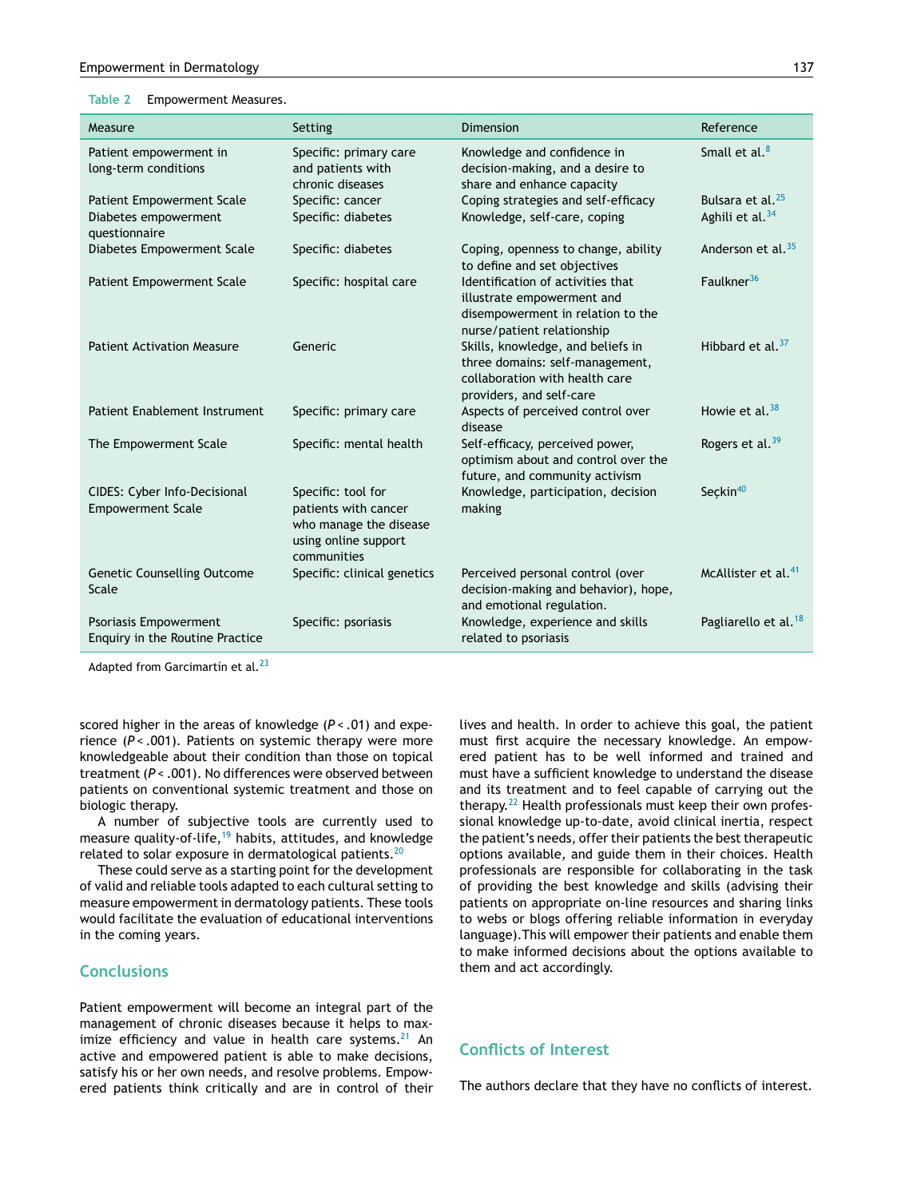Table 2 Empowerment Measures.

| Measure | Setting | Dimension | Reference |
|---|---|---|---|
| Patient empowerment in long-term conditions | Specific: primary care and patients with chronic diseases | Knowledge and confidence in decision-making, and a desire to share and enhance capacity | Small et al.[8] |
| Patient Empowerment Scale | Specific: cancer | Coping strategies and self-efficacy | Bulsara et al.[25] |
| Diabetes empowerment questionnaire | Specific: diabetes | Knowledge, self-care, coping | Aghili et al.[34] |
| Diabetes Empowerment Scale | Specific: diabetes | Coping, openness to change, ability to define and set objectives | Anderson et al.[35] |
| Patient Empowerment Scale | Specific: hospital care | Identification of activities that illustrate empowerment and disempowerment in relation to the nurse/patient relationship | Faulkner[36] |
| Patient Activation Measure | Generic | Skills, knowledge, and beliefs in three domains: self-management, collaboration with health care providers, and self-care | Hibbard et al.[37] |
| Patient Enablement Instrument | Specific: primary care | Aspects of perceived control over disease | Howie et al.[38] |
| The Empowerment Scale | Specific: mental health | Self-efficacy, perceived power, optimism about and control over the future, and community activism | Rogers et al.[39] |
| CIDES: Cyber Info-Decisional Empowerment Scale | Specific: tool for patients with cancer who manage the disease using online support communities | Knowledge, participation, decision making | Seçkin[40] |
| Genetic Counselling Outcome Scale | Specific: clinical genetics | Perceived personal control (over decision-making and behavior), hope, and emotional regulation. | McAllister et al.[41] |
| Psoriasis Empowerment Enquiry in the Routine Practice | Specific: psoriasis | Knowledge, experience and skills related to psoriasis | Pagliarello et al.[18] |

Adapted from Garcimartín et al.[23]

scored higher in the areas of knowledge ($P < .01$) and experience ($P < .001$). Patients on systemic therapy were more knowledgeable about their condition than those on topical treatment ($P < .001$). No differences were observed between patients on conventional systemic treatment and those on biologic therapy.

A number of subjective tools are currently used to measure quality-of-life,[19] habits, attitudes, and knowledge related to solar exposure in dermatological patients.[20]

These could serve as a starting point for the development of valid and reliable tools adapted to each cultural setting to measure empowerment in dermatology patients. These tools would facilitate the evaluation of educational interventions in the coming years.

## Conclusions

Patient empowerment will become an integral part of the management of chronic diseases because it helps to maximize efficiency and value in health care systems.[21] An active and empowered patient is able to make decisions, satisfy his or her own needs, and resolve problems. Empowered patients think critically and are in control of their lives and health. In order to achieve this goal, the patient must first acquire the necessary knowledge. An empowered patient has to be well informed and trained and must have a sufficient knowledge to understand the disease and its treatment and to feel capable of carrying out the therapy.[22] Health professionals must keep their own professional knowledge up-to-date, avoid clinical inertia, respect the patient's needs, offer their patients the best therapeutic options available, and guide them in their choices. Health professionals are responsible for collaborating in the task of providing the best knowledge and skills (advising their patients on appropriate on-line resources and sharing links to webs or blogs offering reliable information in everyday language).This will empower their patients and enable them to make informed decisions about the options available to them and act accordingly.

## Conflicts of Interest

The authors declare that they have no conflicts of interest.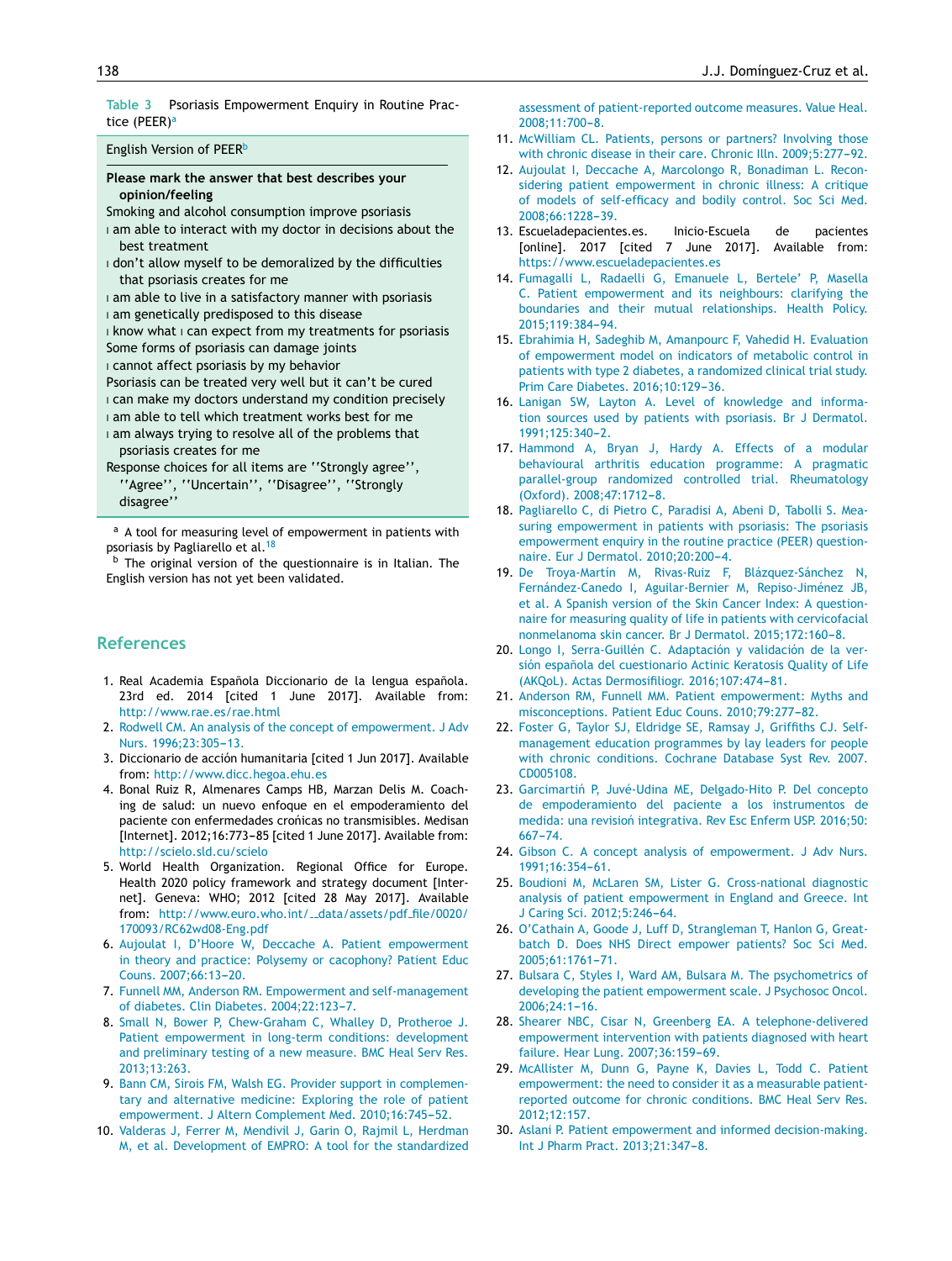**Table 3** Psoriasis Empowerment Enquiry in Routine Practice (PEER)[a]

English Version of PEER[b]

**Please mark the answer that best describes your opinion/feeling**

Smoking and alcohol consumption improve psoriasis

I am able to interact with my doctor in decisions about the best treatment

I don't allow myself to be demoralized by the difficulties that psoriasis creates for me

I am able to live in a satisfactory manner with psoriasis

I am genetically predisposed to this disease

I know what I can expect from my treatments for psoriasis

Some forms of psoriasis can damage joints

I cannot affect psoriasis by my behavior

Psoriasis can be treated very well but it can't be cured

I can make my doctors understand my condition precisely

I am able to tell which treatment works best for me

I am always trying to resolve all of the problems that psoriasis creates for me

Response choices for all items are ''Strongly agree'', ''Agree'', ''Uncertain'', ''Disagree'', ''Strongly disagree''

[a] A tool for measuring level of empowerment in patients with psoriasis by Pagliarello et al.[18]

[b] The original version of the questionnaire is in Italian. The English version has not yet been validated.

## References

1. Real Academia Española Diccionario de la lengua española. 23rd ed. 2014 [cited 1 June 2017]. Available from: http://www.rae.es/rae.html
2. Rodwell CM. An analysis of the concept of empowerment. J Adv Nurs. 1996;23:305–13.
3. Diccionario de acción humanitaria [cited 1 Jun 2017]. Available from: http://www.dicc.hegoa.ehu.es
4. Bonal Ruiz R, Almenares Camps HB, Marzan Delis M. Coaching de salud: un nuevo enfoque en el empoderamiento del paciente con enfermedades crónicas no transmisibles. Medisan [Internet]. 2012;16:773–85 [cited 1 June 2017]. Available from: http://scielo.sld.cu/scielo
5. World Health Organization. Regional Office for Europe. Health 2020 policy framework and strategy document [Internet]. Geneva: WHO; 2012 [cited 28 May 2017]. Available from: http://www.euro.who.int/__data/assets/pdf_file/0020/170093/RC62wd08-Eng.pdf
6. Aujoulat I, D'Hoore W, Deccache A. Patient empowerment in theory and practice: Polysemy or cacophony? Patient Educ Couns. 2007;66:13–20.
7. Funnell MM, Anderson RM. Empowerment and self-management of diabetes. Clin Diabetes. 2004;22:123–7.
8. Small N, Bower P, Chew-Graham C, Whalley D, Protheroe J. Patient empowerment in long-term conditions: development and preliminary testing of a new measure. BMC Heal Serv Res. 2013;13:263.
9. Bann CM, Sirois FM, Walsh EG. Provider support in complementary and alternative medicine: Exploring the role of patient empowerment. J Altern Complement Med. 2010;16:745–52.
10. Valderas J, Ferrer M, Mendivil J, Garin O, Rajmil L, Herdman M, et al. Development of EMPRO: A tool for the standardized assessment of patient-reported outcome measures. Value Heal. 2008;11:700–8.
11. McWilliam CL. Patients, persons or partners? Involving those with chronic disease in their care. Chronic Illn. 2009;5:277–92.
12. Aujoulat I, Deccache A, Marcolongo R, Bonadiman L. Reconsidering patient empowerment in chronic illness: A critique of models of self-efficacy and bodily control. Soc Sci Med. 2008;66:1228–39.
13. Escueladepacientes.es. Inicio-Escuela de pacientes [online]. 2017 [cited 7 June 2017]. Available from: https://www.escueladepacientes.es
14. Fumagalli L, Radaelli G, Emanuele L, Bertele' P, Masella C. Patient empowerment and its neighbours: clarifying the boundaries and their mutual relationships. Health Policy. 2015;119:384–94.
15. Ebrahimia H, Sadeghib M, Amanpourc F, Vahedid H. Evaluation of empowerment model on indicators of metabolic control in patients with type 2 diabetes, a randomized clinical trial study. Prim Care Diabetes. 2016;10:129–36.
16. Lanigan SW, Layton A. Level of knowledge and information sources used by patients with psoriasis. Br J Dermatol. 1991;125:340–2.
17. Hammond A, Bryan J, Hardy A. Effects of a modular behavioural arthritis education programme: A pragmatic parallel-group randomized controlled trial. Rheumatology (Oxford). 2008;47:1712–8.
18. Pagliarello C, di Pietro C, Paradisi A, Abeni D, Tabolli S. Measuring empowerment in patients with psoriasis: The psoriasis empowerment enquiry in the routine practice (PEER) questionnaire. Eur J Dermatol. 2010;20:200–4.
19. De Troya-Martín M, Rivas-Ruiz F, Blázquez-Sánchez N, Fernández-Canedo I, Aguilar-Bernier M, Repiso-Jiménez JB, et al. A Spanish version of the Skin Cancer Index: A questionnaire for measuring quality of life in patients with cervicofacial nonmelanoma skin cancer. Br J Dermatol. 2015;172:160–8.
20. Longo I, Serra-Guillén C. Adaptación y validación de la versión española del cuestionario Actinic Keratosis Quality of Life (AKQoL). Actas Dermosifiliogr. 2016;107:474–81.
21. Anderson RM, Funnell MM. Patient empowerment: Myths and misconceptions. Patient Educ Couns. 2010;79:277–82.
22. Foster G, Taylor SJ, Eldridge SE, Ramsay J, Griffiths CJ. Self-management education programmes by lay leaders for people with chronic conditions. Cochrane Database Syst Rev. 2007. CD005108.
23. Garcimartiń P, Juvé-Udina ME, Delgado-Hito P. Del concepto de empoderamiento del paciente a los instrumentos de medida: una revisioń integrativa. Rev Esc Enferm USP. 2016;50:667–74.
24. Gibson C. A concept analysis of empowerment. J Adv Nurs. 1991;16:354–61.
25. Boudioni M, McLaren SM, Lister G. Cross-national diagnostic analysis of patient empowerment in England and Greece. Int J Caring Sci. 2012;5:246–64.
26. O'Cathain A, Goode J, Luff D, Strangleman T, Hanlon G, Greatbatch D. Does NHS Direct empower patients? Soc Sci Med. 2005;61:1761–71.
27. Bulsara C, Styles I, Ward AM, Bulsara M. The psychometrics of developing the patient empowerment scale. J Psychosoc Oncol. 2006;24:1–16.
28. Shearer NBC, Cisar N, Greenberg EA. A telephone-delivered empowerment intervention with patients diagnosed with heart failure. Hear Lung. 2007;36:159–69.
29. McAllister M, Dunn G, Payne K, Davies L, Todd C. Patient empowerment: the need to consider it as a measurable patient-reported outcome for chronic conditions. BMC Heal Serv Res. 2012;12:157.
30. Aslani P. Patient empowerment and informed decision-making. Int J Pharm Pract. 2013;21:347–8.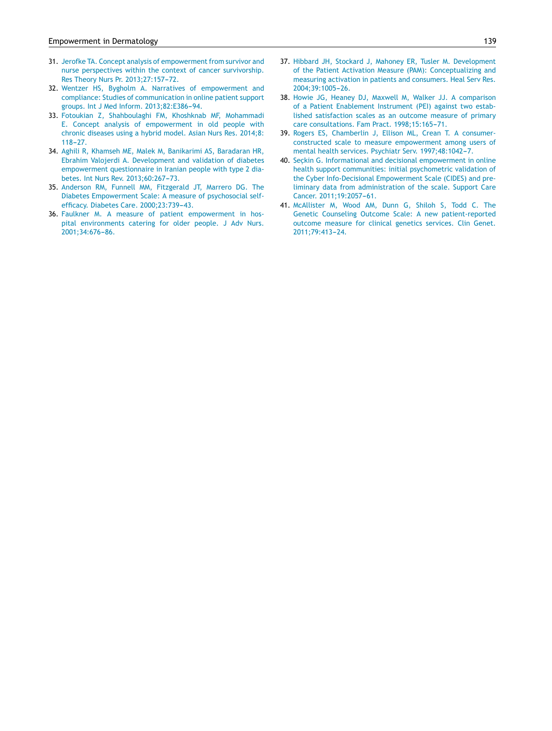31. Jerofke TA. Concept analysis of empowerment from survivor and nurse perspectives within the context of cancer survivorship. Res Theory Nurs Pr. 2013;27:157–72.
32. Wentzer HS, Bygholm A. Narratives of empowerment and compliance: Studies of communication in online patient support groups. Int J Med Inform. 2013;82:E386–94.
33. Fotoukian Z, Shahboulaghi FM, Khoshknab MF, Mohammadi E. Concept analysis of empowerment in old people with chronic diseases using a hybrid model. Asian Nurs Res. 2014;8: 118–27.
34. Aghili R, Khamseh ME, Malek M, Banikarimi AS, Baradaran HR, Ebrahim Valojerdi A. Development and validation of diabetes empowerment questionnaire in Iranian people with type 2 diabetes. Int Nurs Rev. 2013;60:267–73.
35. Anderson RM, Funnell MM, Fitzgerald JT, Marrero DG. The Diabetes Empowerment Scale: A measure of psychosocial self-efficacy. Diabetes Care. 2000;23:739–43.
36. Faulkner M. A measure of patient empowerment in hospital environments catering for older people. J Adv Nurs. 2001;34:676–86.
37. Hibbard JH, Stockard J, Mahoney ER, Tusler M. Development of the Patient Activation Measure (PAM): Conceptualizing and measuring activation in patients and consumers. Heal Serv Res. 2004;39:1005–26.
38. Howie JG, Heaney DJ, Maxwell M, Walker JJ. A comparison of a Patient Enablement Instrument (PEI) against two established satisfaction scales as an outcome measure of primary care consultations. Fam Pract. 1998;15:165–71.
39. Rogers ES, Chamberlin J, Ellison ML, Crean T. A consumer-constructed scale to measure empowerment among users of mental health services. Psychiatr Serv. 1997;48:1042–7.
40. Seçkin G. Informational and decisional empowerment in online health support communities: initial psychometric validation of the Cyber Info-Decisional Empowerment Scale (CIDES) and preliminary data from administration of the scale. Support Care Cancer. 2011;19:2057–61.
41. McAllister M, Wood AM, Dunn G, Shiloh S, Todd C. The Genetic Counseling Outcome Scale: A new patient-reported outcome measure for clinical genetics services. Clin Genet. 2011;79:413–24.